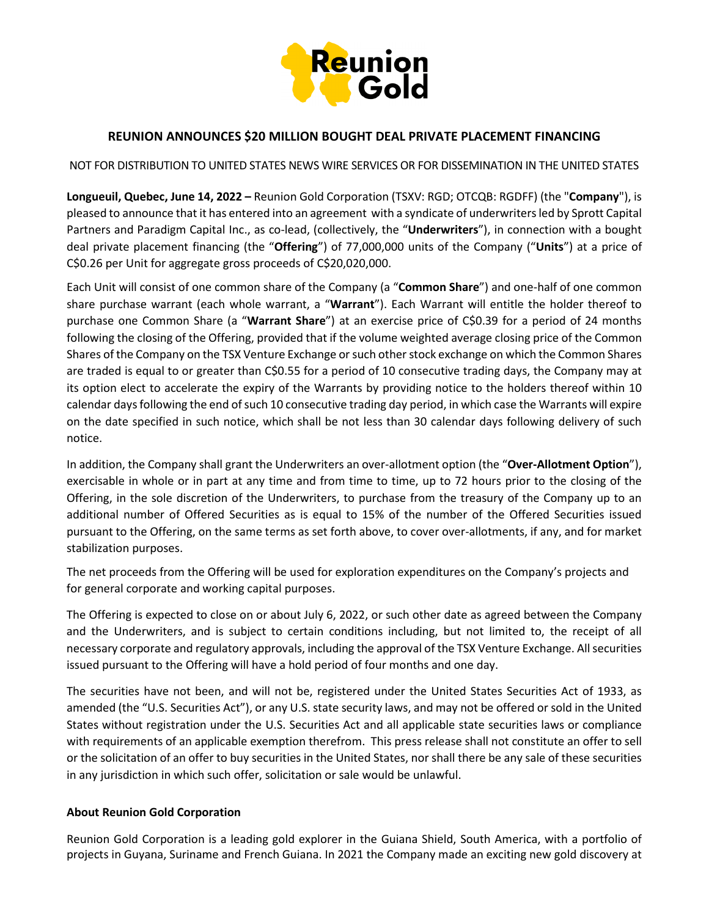# REUNION ANNOUNCES $20 MILLION BOUGHT DEAL PRIVATE PLACEMENT FINANCING

NOT FOR DISTRIBUTION TO UNITED STATES NEWS WIRE SERVICES OR FOR DISSEMINATION IN THE UNITED STATES

**Longueuil, Quebec, June 14, 2022 –** Reunion Gold Corporation (TSXV: RGD; OTCQB: RGDFF) (the "**Company**"), is pleased to announce that it has entered into an agreement with a syndicate of underwriters led by Sprott Capital Partners and Paradigm Capital Inc., as co-lead, (collectively, the "**Underwriters**"), in connection with a bought deal private placement financing (the "**Offering**") of 77,000,000 units of the Company ("**Units**") at a price of C$0.26 per Unit for aggregate gross proceeds of C$20,020,000.

Each Unit will consist of one common share of the Company (a "**Common Share**") and one-half of one common share purchase warrant (each whole warrant, a "**Warrant**"). Each Warrant will entitle the holder thereof to purchase one Common Share (a "**Warrant Share**") at an exercise price of C$0.39 for a period of 24 months following the closing of the Offering, provided that if the volume weighted average closing price of the Common Shares of the Company on the TSX Venture Exchange or such other stock exchange on which the Common Shares are traded is equal to or greater than C$0.55 for a period of 10 consecutive trading days, the Company may at its option elect to accelerate the expiry of the Warrants by providing notice to the holders thereof within 10 calendar days following the end of such 10 consecutive trading day period, in which case the Warrants will expire on the date specified in such notice, which shall be not less than 30 calendar days following delivery of such notice.

In addition, the Company shall grant the Underwriters an over-allotment option (the "**Over-Allotment Option**"), exercisable in whole or in part at any time and from time to time, up to 72 hours prior to the closing of the Offering, in the sole discretion of the Underwriters, to purchase from the treasury of the Company up to an additional number of Offered Securities as is equal to 15% of the number of the Offered Securities issued pursuant to the Offering, on the same terms as set forth above, to cover over-allotments, if any, and for market stabilization purposes.

The net proceeds from the Offering will be used for exploration expenditures on the Company's projects and for general corporate and working capital purposes.

The Offering is expected to close on or about July 6, 2022, or such other date as agreed between the Company and the Underwriters, and is subject to certain conditions including, but not limited to, the receipt of all necessary corporate and regulatory approvals, including the approval of the TSX Venture Exchange. All securities issued pursuant to the Offering will have a hold period of four months and one day.

The securities have not been, and will not be, registered under the United States Securities Act of 1933, as amended (the "U.S. Securities Act"), or any U.S. state security laws, and may not be offered or sold in the United States without registration under the U.S. Securities Act and all applicable state securities laws or compliance with requirements of an applicable exemption therefrom. This press release shall not constitute an offer to sell or the solicitation of an offer to buy securities in the United States, nor shall there be any sale of these securities in any jurisdiction in which such offer, solicitation or sale would be unlawful.

**About Reunion Gold Corporation**

Reunion Gold Corporation is a leading gold explorer in the Guiana Shield, South America, with a portfolio of projects in Guyana, Suriname and French Guiana. In 2021 the Company made an exciting new gold discovery at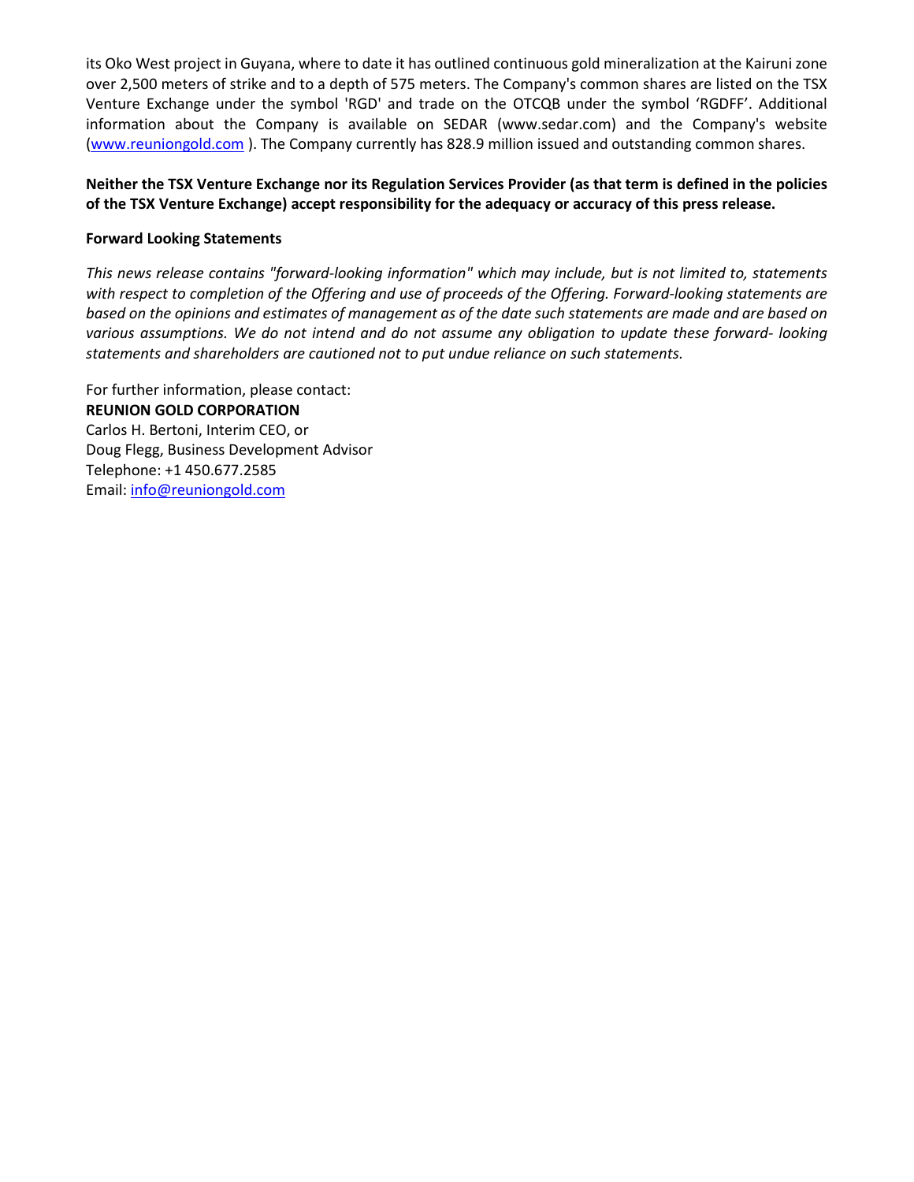its Oko West project in Guyana, where to date it has outlined continuous gold mineralization at the Kairuni zone over 2,500 meters of strike and to a depth of 575 meters. The Company's common shares are listed on the TSX Venture Exchange under the symbol 'RGD' and trade on the OTCQB under the symbol 'RGDFF'. Additional information about the Company is available on SEDAR (www.sedar.com) and the Company's website (www.reuniongold.com ). The Company currently has 828.9 million issued and outstanding common shares.

**Neither the TSX Venture Exchange nor its Regulation Services Provider (as that term is defined in the policies of the TSX Venture Exchange) accept responsibility for the adequacy or accuracy of this press release.**

**Forward Looking Statements**

*This news release contains "forward-looking information" which may include, but is not limited to, statements with respect to completion of the Offering and use of proceeds of the Offering. Forward-looking statements are based on the opinions and estimates of management as of the date such statements are made and are based on various assumptions. We do not intend and do not assume any obligation to update these forward- looking statements and shareholders are cautioned not to put undue reliance on such statements.*

For further information, please contact:
**REUNION GOLD CORPORATION**
Carlos H. Bertoni, Interim CEO, or
Doug Flegg, Business Development Advisor
Telephone: +1 450.677.2585
Email: info@reuniongold.com